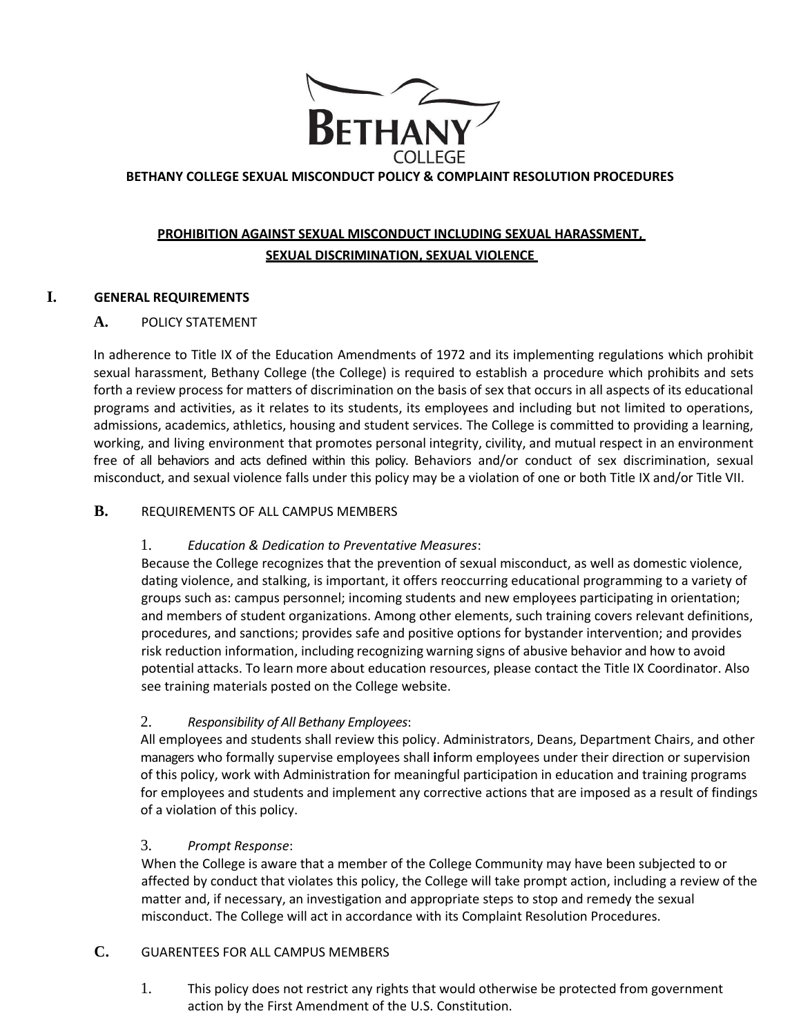# BETHANY COLLEGE SEXUAL MISCONDUCT POLICY & COMPLAINT RESOLUTION PROCEDURES

## PROHIBITION AGAINST SEXUAL MISCONDUCT INCLUDING SEXUAL HARASSMENT, SEXUAL DISCRIMINATION, SEXUAL VIOLENCE

## I. GENERAL REQUIREMENTS

### A. POLICY STATEMENT

In adherence to Title IX of the Education Amendments of 1972 and its implementing regulations which prohibit sexual harassment, Bethany College (the College) is required to establish a procedure which prohibits and sets forth a review process for matters of discrimination on the basis of sex that occurs in all aspects of its educational programs and activities, as it relates to its students, its employees and including but not limited to operations, admissions, academics, athletics, housing and student services. The College is committed to providing a learning, working, and living environment that promotes personal integrity, civility, and mutual respect in an environment free of all behaviors and acts defined within this policy. Behaviors and/or conduct of sex discrimination, sexual misconduct, and sexual violence falls under this policy may be a violation of one or both Title IX and/or Title VII.

### B. REQUIREMENTS OF ALL CAMPUS MEMBERS

1. *Education & Dedication to Preventative Measures*:
   Because the College recognizes that the prevention of sexual misconduct, as well as domestic violence, dating violence, and stalking, is important, it offers reoccurring educational programming to a variety of groups such as: campus personnel; incoming students and new employees participating in orientation; and members of student organizations. Among other elements, such training covers relevant definitions, procedures, and sanctions; provides safe and positive options for bystander intervention; and provides risk reduction information, including recognizing warning signs of abusive behavior and how to avoid potential attacks. To learn more about education resources, please contact the Title IX Coordinator. Also see training materials posted on the College website.

2. *Responsibility of All Bethany Employees*:
   All employees and students shall review this policy. Administrators, Deans, Department Chairs, and other managers who formally supervise employees shall inform employees under their direction or supervision of this policy, work with Administration for meaningful participation in education and training programs for employees and students and implement any corrective actions that are imposed as a result of findings of a violation of this policy.

3. *Prompt Response*:
   When the College is aware that a member of the College Community may have been subjected to or affected by conduct that violates this policy, the College will take prompt action, including a review of the matter and, if necessary, an investigation and appropriate steps to stop and remedy the sexual misconduct. The College will act in accordance with its Complaint Resolution Procedures.

### C. GUARENTEES FOR ALL CAMPUS MEMBERS

1. This policy does not restrict any rights that would otherwise be protected from government action by the First Amendment of the U.S. Constitution.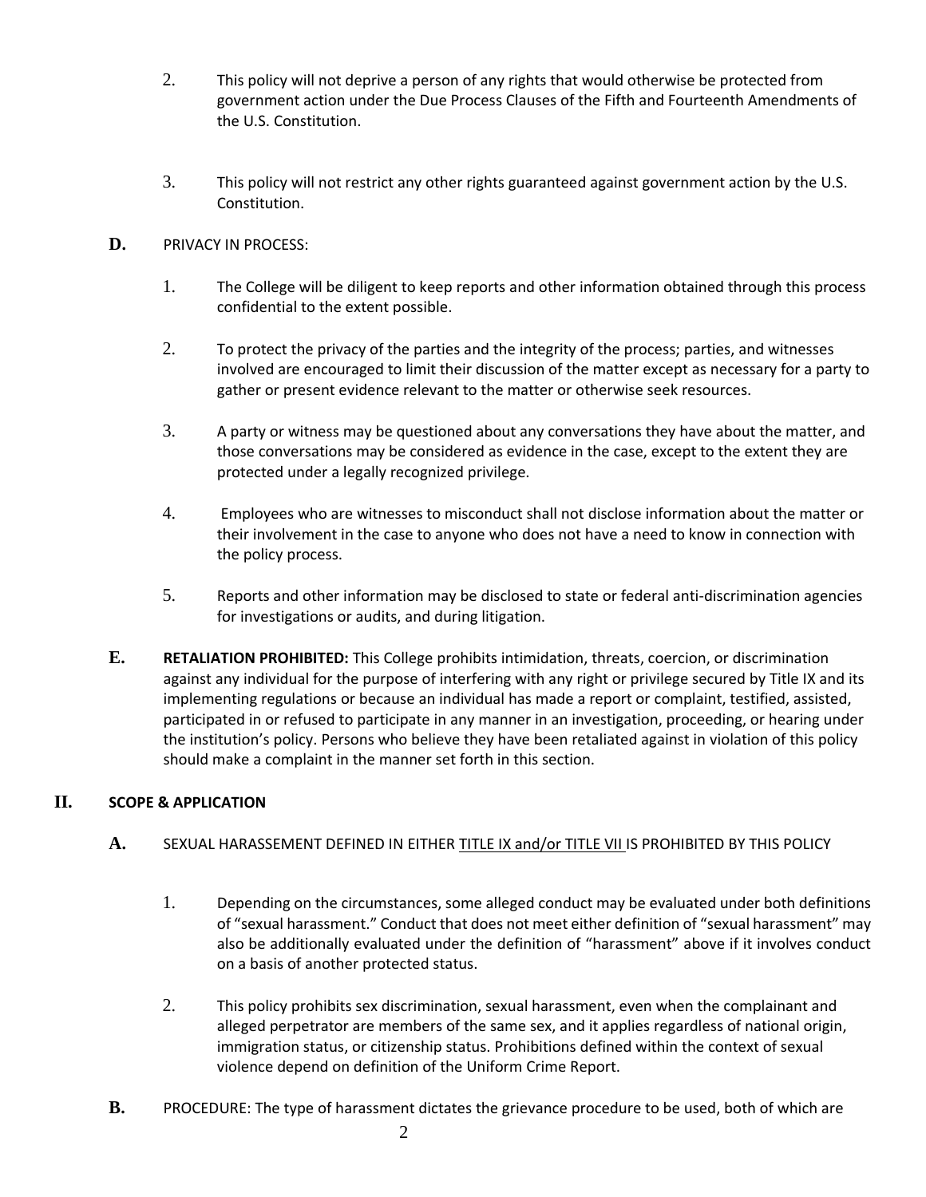2. This policy will not deprive a person of any rights that would otherwise be protected from government action under the Due Process Clauses of the Fifth and Fourteenth Amendments of the U.S. Constitution.

3. This policy will not restrict any other rights guaranteed against government action by the U.S. Constitution.

**D.** PRIVACY IN PROCESS:

1. The College will be diligent to keep reports and other information obtained through this process confidential to the extent possible.

2. To protect the privacy of the parties and the integrity of the process; parties, and witnesses involved are encouraged to limit their discussion of the matter except as necessary for a party to gather or present evidence relevant to the matter or otherwise seek resources.

3. A party or witness may be questioned about any conversations they have about the matter, and those conversations may be considered as evidence in the case, except to the extent they are protected under a legally recognized privilege.

4. Employees who are witnesses to misconduct shall not disclose information about the matter or their involvement in the case to anyone who does not have a need to know in connection with the policy process.

5. Reports and other information may be disclosed to state or federal anti-discrimination agencies for investigations or audits, and during litigation.

**E.** **RETALIATION PROHIBITED:** This College prohibits intimidation, threats, coercion, or discrimination against any individual for the purpose of interfering with any right or privilege secured by Title IX and its implementing regulations or because an individual has made a report or complaint, testified, assisted, participated in or refused to participate in any manner in an investigation, proceeding, or hearing under the institution's policy. Persons who believe they have been retaliated against in violation of this policy should make a complaint in the manner set forth in this section.

## II. SCOPE & APPLICATION

**A.** SEXUAL HARASSEMENT DEFINED IN EITHER TITLE IX and/or TITLE VII IS PROHIBITED BY THIS POLICY

1. Depending on the circumstances, some alleged conduct may be evaluated under both definitions of "sexual harassment." Conduct that does not meet either definition of "sexual harassment" may also be additionally evaluated under the definition of "harassment" above if it involves conduct on a basis of another protected status.

2. This policy prohibits sex discrimination, sexual harassment, even when the complainant and alleged perpetrator are members of the same sex, and it applies regardless of national origin, immigration status, or citizenship status. Prohibitions defined within the context of sexual violence depend on definition of the Uniform Crime Report.

**B.** PROCEDURE: The type of harassment dictates the grievance procedure to be used, both of which are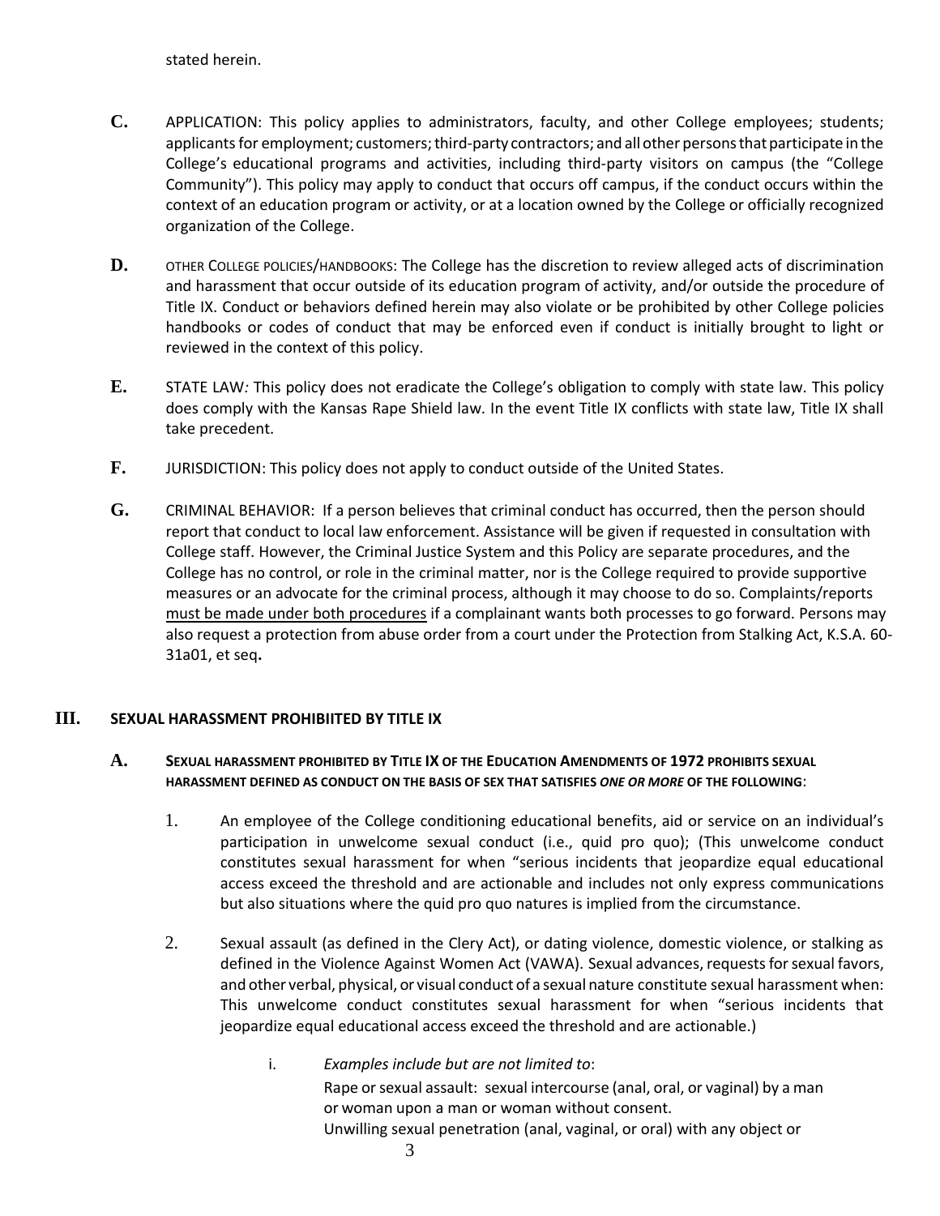stated herein.

**C.** APPLICATION: This policy applies to administrators, faculty, and other College employees; students; applicants for employment; customers; third-party contractors; and all other persons that participate in the College's educational programs and activities, including third-party visitors on campus (the "College Community"). This policy may apply to conduct that occurs off campus, if the conduct occurs within the context of an education program or activity, or at a location owned by the College or officially recognized organization of the College.

**D.** OTHER COLLEGE POLICIES/HANDBOOKS: The College has the discretion to review alleged acts of discrimination and harassment that occur outside of its education program of activity, and/or outside the procedure of Title IX. Conduct or behaviors defined herein may also violate or be prohibited by other College policies handbooks or codes of conduct that may be enforced even if conduct is initially brought to light or reviewed in the context of this policy.

**E.** STATE LAW*:* This policy does not eradicate the College's obligation to comply with state law. This policy does comply with the Kansas Rape Shield law. In the event Title IX conflicts with state law, Title IX shall take precedent.

**F.** JURISDICTION: This policy does not apply to conduct outside of the United States.

**G.** CRIMINAL BEHAVIOR: If a person believes that criminal conduct has occurred, then the person should report that conduct to local law enforcement. Assistance will be given if requested in consultation with College staff. However, the Criminal Justice System and this Policy are separate procedures, and the College has no control, or role in the criminal matter, nor is the College required to provide supportive measures or an advocate for the criminal process, although it may choose to do so. Complaints/reports <u>must be made under both procedures</u> if a complainant wants both processes to go forward. Persons may also request a protection from abuse order from a court under the Protection from Stalking Act, K.S.A. 60-31a01, et seq**.**

## III. SEXUAL HARASSMENT PROHIBIITED BY TITLE IX

### A. SEXUAL HARASSMENT PROHIBITED BY TITLE IX OF THE EDUCATION AMENDMENTS OF 1972 PROHIBITS SEXUAL HARASSMENT DEFINED AS CONDUCT ON THE BASIS OF SEX THAT SATISFIES *ONE OR MORE* OF THE FOLLOWING:

1. An employee of the College conditioning educational benefits, aid or service on an individual's participation in unwelcome sexual conduct (i.e., quid pro quo); (This unwelcome conduct constitutes sexual harassment for when "serious incidents that jeopardize equal educational access exceed the threshold and are actionable and includes not only express communications but also situations where the quid pro quo natures is implied from the circumstance.

2. Sexual assault (as defined in the Clery Act), or dating violence, domestic violence, or stalking as defined in the Violence Against Women Act (VAWA). Sexual advances, requests for sexual favors, and other verbal, physical, or visual conduct of a sexual nature constitute sexual harassment when: This unwelcome conduct constitutes sexual harassment for when "serious incidents that jeopardize equal educational access exceed the threshold and are actionable.)

   i. *Examples include but are not limited to*:
   Rape or sexual assault: sexual intercourse (anal, oral, or vaginal) by a man or woman upon a man or woman without consent.
   Unwilling sexual penetration (anal, vaginal, or oral) with any object or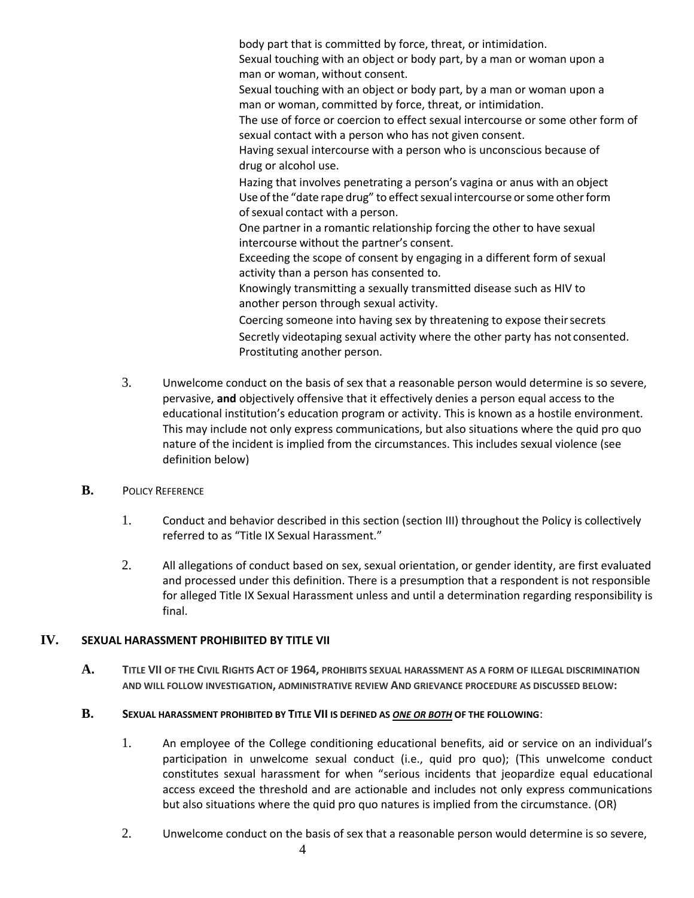body part that is committed by force, threat, or intimidation.
Sexual touching with an object or body part, by a man or woman upon a man or woman, without consent.
Sexual touching with an object or body part, by a man or woman upon a man or woman, committed by force, threat, or intimidation.
The use of force or coercion to effect sexual intercourse or some other form of sexual contact with a person who has not given consent.
Having sexual intercourse with a person who is unconscious because of drug or alcohol use.
Hazing that involves penetrating a person's vagina or anus with an object
Use of the "date rape drug" to effect sexual intercourse or some other form of sexual contact with a person.
One partner in a romantic relationship forcing the other to have sexual intercourse without the partner's consent.
Exceeding the scope of consent by engaging in a different form of sexual activity than a person has consented to.
Knowingly transmitting a sexually transmitted disease such as HIV to another person through sexual activity.
Coercing someone into having sex by threatening to expose their secrets
Secretly videotaping sexual activity where the other party has not consented.
Prostituting another person.

3. Unwelcome conduct on the basis of sex that a reasonable person would determine is so severe, pervasive, **and** objectively offensive that it effectively denies a person equal access to the educational institution's education program or activity. This is known as a hostile environment. This may include not only express communications, but also situations where the quid pro quo nature of the incident is implied from the circumstances. This includes sexual violence (see definition below)

**B.** POLICY REFERENCE

1. Conduct and behavior described in this section (section III) throughout the Policy is collectively referred to as "Title IX Sexual Harassment."

2. All allegations of conduct based on sex, sexual orientation, or gender identity, are first evaluated and processed under this definition. There is a presumption that a respondent is not responsible for alleged Title IX Sexual Harassment unless and until a determination regarding responsibility is final.

## IV. SEXUAL HARASSMENT PROHIBIITED BY TITLE VII

**A. TITLE VII OF THE CIVIL RIGHTS ACT OF 1964, PROHIBITS SEXUAL HARASSMENT AS A FORM OF ILLEGAL DISCRIMINATION AND WILL FOLLOW INVESTIGATION, ADMINISTRATIVE REVIEW AND GRIEVANCE PROCEDURE AS DISCUSSED BELOW:**

**B. SEXUAL HARASSMENT PROHIBITED BY TITLE VII IS DEFINED AS *ONE OR BOTH* OF THE FOLLOWING**:

1. An employee of the College conditioning educational benefits, aid or service on an individual's participation in unwelcome sexual conduct (i.e., quid pro quo); (This unwelcome conduct constitutes sexual harassment for when "serious incidents that jeopardize equal educational access exceed the threshold and are actionable and includes not only express communications but also situations where the quid pro quo natures is implied from the circumstance. (OR)

2. Unwelcome conduct on the basis of sex that a reasonable person would determine is so severe,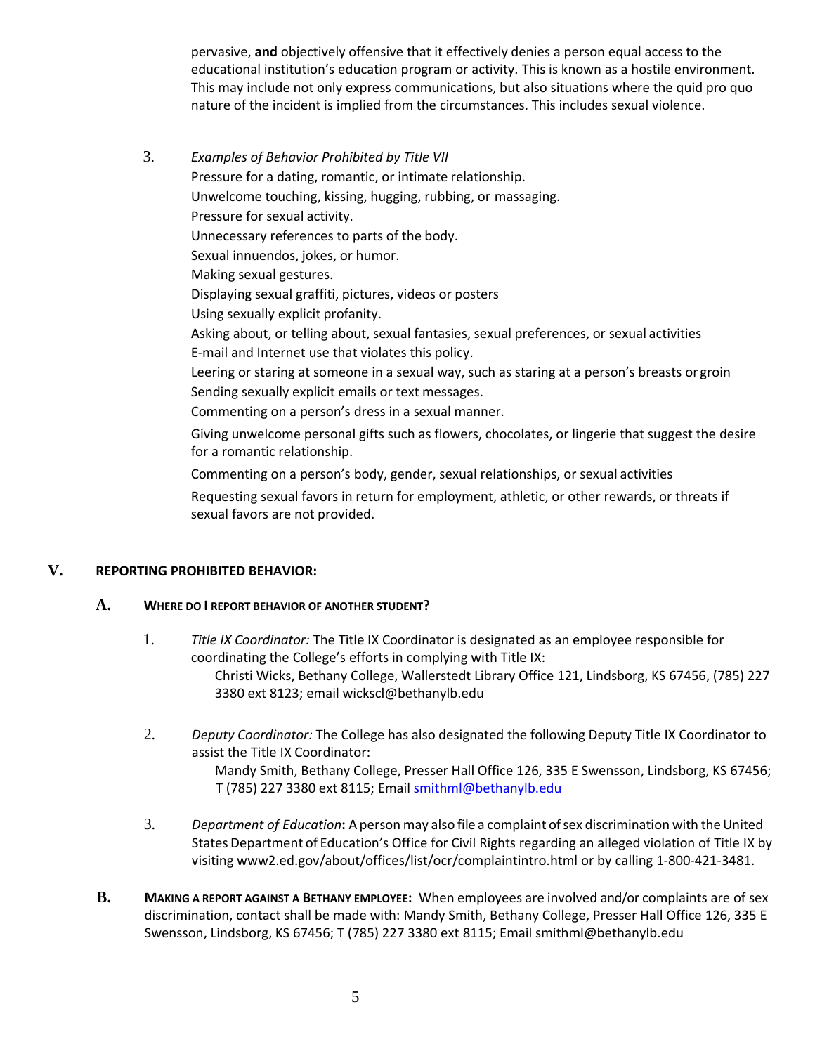pervasive, **and** objectively offensive that it effectively denies a person equal access to the educational institution's education program or activity. This is known as a hostile environment. This may include not only express communications, but also situations where the quid pro quo nature of the incident is implied from the circumstances. This includes sexual violence.

3. *Examples of Behavior Prohibited by Title VII*

   Pressure for a dating, romantic, or intimate relationship.
   Unwelcome touching, kissing, hugging, rubbing, or massaging.
   Pressure for sexual activity.
   Unnecessary references to parts of the body.
   Sexual innuendos, jokes, or humor.
   Making sexual gestures.
   Displaying sexual graffiti, pictures, videos or posters
   Using sexually explicit profanity.
   Asking about, or telling about, sexual fantasies, sexual preferences, or sexual activities
   E-mail and Internet use that violates this policy.
   Leering or staring at someone in a sexual way, such as staring at a person's breasts or groin
   Sending sexually explicit emails or text messages.
   Commenting on a person's dress in a sexual manner.
   Giving unwelcome personal gifts such as flowers, chocolates, or lingerie that suggest the desire for a romantic relationship.
   Commenting on a person's body, gender, sexual relationships, or sexual activities
   Requesting sexual favors in return for employment, athletic, or other rewards, or threats if sexual favors are not provided.

## V. REPORTING PROHIBITED BEHAVIOR:

### A. WHERE DO I REPORT BEHAVIOR OF ANOTHER STUDENT?

1. *Title IX Coordinator:* The Title IX Coordinator is designated as an employee responsible for coordinating the College's efforts in complying with Title IX:
   Christi Wicks, Bethany College, Wallerstedt Library Office 121, Lindsborg, KS 67456, (785) 227 3380 ext 8123; email wickscl@bethanylb.edu

2. *Deputy Coordinator:* The College has also designated the following Deputy Title IX Coordinator to assist the Title IX Coordinator:
   Mandy Smith, Bethany College, Presser Hall Office 126, 335 E Swensson, Lindsborg, KS 67456; T (785) 227 3380 ext 8115; Email smithml@bethanylb.edu

3. *Department of Education***:** A person may also file a complaint of sex discrimination with the United States Department of Education's Office for Civil Rights regarding an alleged violation of Title IX by visiting www2.ed.gov/about/offices/list/ocr/complaintintro.html or by calling 1-800-421-3481.

**B. MAKING A REPORT AGAINST A BETHANY EMPLOYEE:** When employees are involved and/or complaints are of sex discrimination, contact shall be made with: Mandy Smith, Bethany College, Presser Hall Office 126, 335 E Swensson, Lindsborg, KS 67456; T (785) 227 3380 ext 8115; Email smithml@bethanylb.edu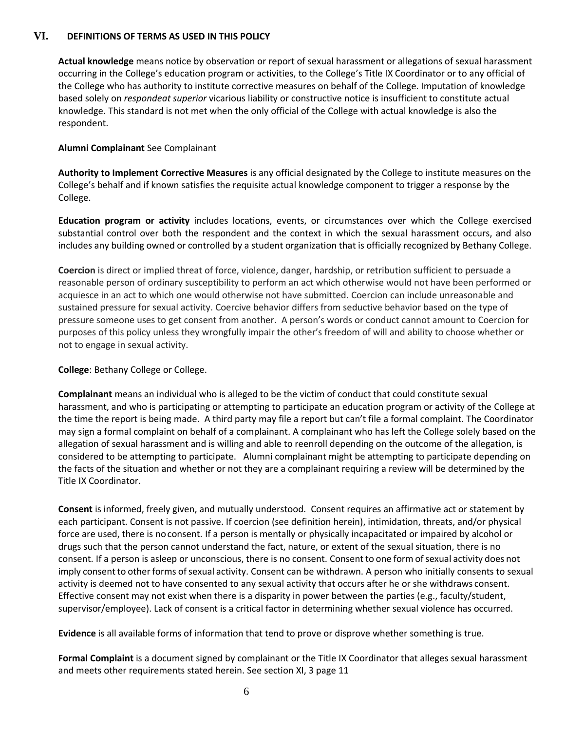## VI. DEFINITIONS OF TERMS AS USED IN THIS POLICY

**Actual knowledge** means notice by observation or report of sexual harassment or allegations of sexual harassment occurring in the College's education program or activities, to the College's Title IX Coordinator or to any official of the College who has authority to institute corrective measures on behalf of the College. Imputation of knowledge based solely on *respondeat superior* vicarious liability or constructive notice is insufficient to constitute actual knowledge. This standard is not met when the only official of the College with actual knowledge is also the respondent.

**Alumni Complainant** See Complainant

**Authority to Implement Corrective Measures** is any official designated by the College to institute measures on the College's behalf and if known satisfies the requisite actual knowledge component to trigger a response by the College.

**Education program or activity** includes locations, events, or circumstances over which the College exercised substantial control over both the respondent and the context in which the sexual harassment occurs, and also includes any building owned or controlled by a student organization that is officially recognized by Bethany College.

**Coercion** is direct or implied threat of force, violence, danger, hardship, or retribution sufficient to persuade a reasonable person of ordinary susceptibility to perform an act which otherwise would not have been performed or acquiesce in an act to which one would otherwise not have submitted. Coercion can include unreasonable and sustained pressure for sexual activity. Coercive behavior differs from seductive behavior based on the type of pressure someone uses to get consent from another. A person's words or conduct cannot amount to Coercion for purposes of this policy unless they wrongfully impair the other's freedom of will and ability to choose whether or not to engage in sexual activity.

**College**: Bethany College or College.

**Complainant** means an individual who is alleged to be the victim of conduct that could constitute sexual harassment, and who is participating or attempting to participate an education program or activity of the College at the time the report is being made. A third party may file a report but can't file a formal complaint. The Coordinator may sign a formal complaint on behalf of a complainant. A complainant who has left the College solely based on the allegation of sexual harassment and is willing and able to reenroll depending on the outcome of the allegation, is considered to be attempting to participate. Alumni complainant might be attempting to participate depending on the facts of the situation and whether or not they are a complainant requiring a review will be determined by the Title IX Coordinator.

**Consent** is informed, freely given, and mutually understood. Consent requires an affirmative act or statement by each participant. Consent is not passive. If coercion (see definition herein), intimidation, threats, and/or physical force are used, there is no consent. If a person is mentally or physically incapacitated or impaired by alcohol or drugs such that the person cannot understand the fact, nature, or extent of the sexual situation, there is no consent. If a person is asleep or unconscious, there is no consent. Consent to one form of sexual activity does not imply consent to other forms of sexual activity. Consent can be withdrawn. A person who initially consents to sexual activity is deemed not to have consented to any sexual activity that occurs after he or she withdraws consent. Effective consent may not exist when there is a disparity in power between the parties (e.g., faculty/student, supervisor/employee). Lack of consent is a critical factor in determining whether sexual violence has occurred.

**Evidence** is all available forms of information that tend to prove or disprove whether something is true.

**Formal Complaint** is a document signed by complainant or the Title IX Coordinator that alleges sexual harassment and meets other requirements stated herein. See section XI, 3 page 11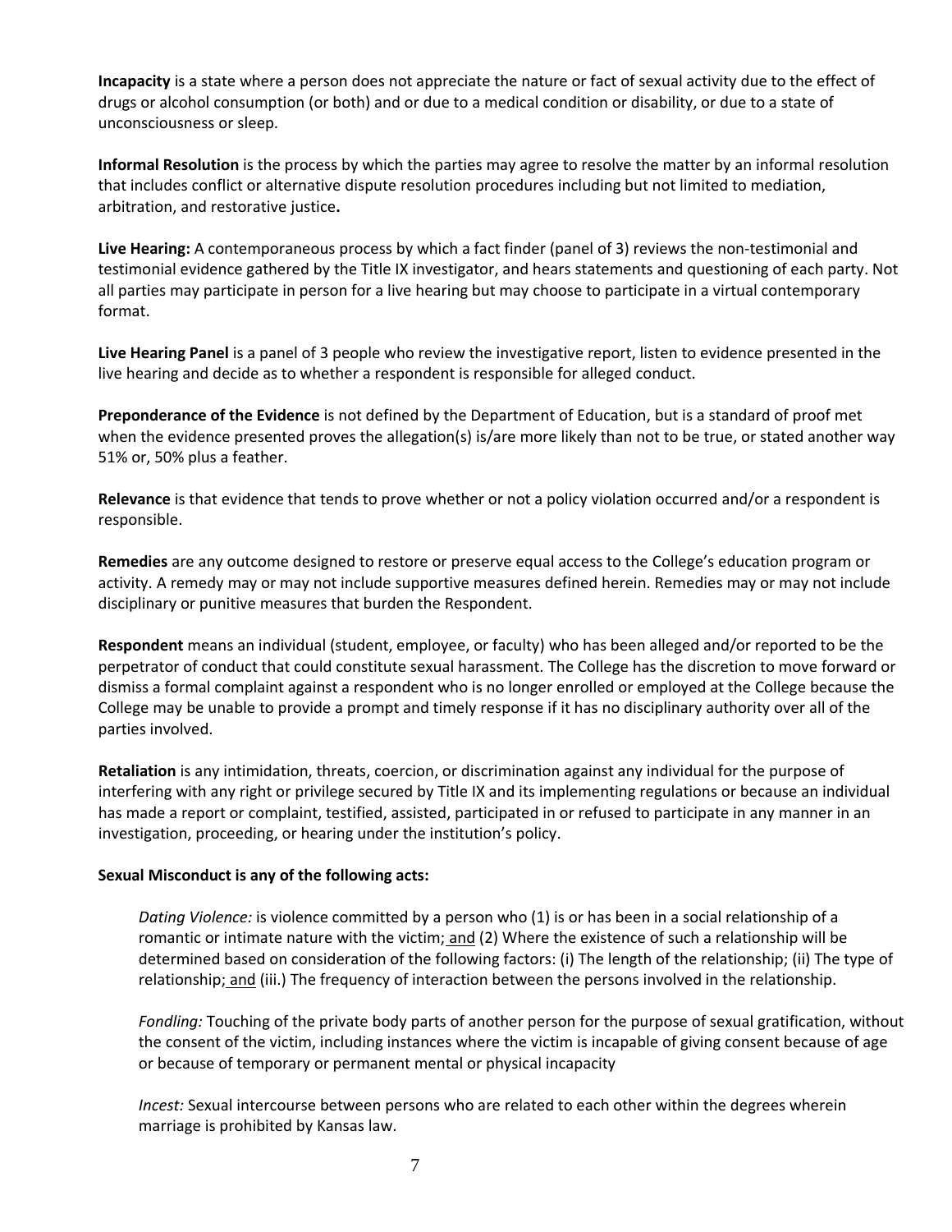**Incapacity** is a state where a person does not appreciate the nature or fact of sexual activity due to the effect of drugs or alcohol consumption (or both) and or due to a medical condition or disability, or due to a state of unconsciousness or sleep.

**Informal Resolution** is the process by which the parties may agree to resolve the matter by an informal resolution that includes conflict or alternative dispute resolution procedures including but not limited to mediation, arbitration, and restorative justice**.**

**Live Hearing:** A contemporaneous process by which a fact finder (panel of 3) reviews the non-testimonial and testimonial evidence gathered by the Title IX investigator, and hears statements and questioning of each party. Not all parties may participate in person for a live hearing but may choose to participate in a virtual contemporary format.

**Live Hearing Panel** is a panel of 3 people who review the investigative report, listen to evidence presented in the live hearing and decide as to whether a respondent is responsible for alleged conduct.

**Preponderance of the Evidence** is not defined by the Department of Education, but is a standard of proof met when the evidence presented proves the allegation(s) is/are more likely than not to be true, or stated another way 51% or, 50% plus a feather.

**Relevance** is that evidence that tends to prove whether or not a policy violation occurred and/or a respondent is responsible.

**Remedies** are any outcome designed to restore or preserve equal access to the College's education program or activity. A remedy may or may not include supportive measures defined herein. Remedies may or may not include disciplinary or punitive measures that burden the Respondent.

**Respondent** means an individual (student, employee, or faculty) who has been alleged and/or reported to be the perpetrator of conduct that could constitute sexual harassment. The College has the discretion to move forward or dismiss a formal complaint against a respondent who is no longer enrolled or employed at the College because the College may be unable to provide a prompt and timely response if it has no disciplinary authority over all of the parties involved.

**Retaliation** is any intimidation, threats, coercion, or discrimination against any individual for the purpose of interfering with any right or privilege secured by Title IX and its implementing regulations or because an individual has made a report or complaint, testified, assisted, participated in or refused to participate in any manner in an investigation, proceeding, or hearing under the institution's policy.

**Sexual Misconduct is any of the following acts:**

> *Dating Violence:* is violence committed by a person who (1) is or has been in a social relationship of a romantic or intimate nature with the victim; and (2) Where the existence of such a relationship will be determined based on consideration of the following factors: (i) The length of the relationship; (ii) The type of relationship; and (iii.) The frequency of interaction between the persons involved in the relationship.
>
> *Fondling:* Touching of the private body parts of another person for the purpose of sexual gratification, without the consent of the victim, including instances where the victim is incapable of giving consent because of age or because of temporary or permanent mental or physical incapacity
>
> *Incest:* Sexual intercourse between persons who are related to each other within the degrees wherein marriage is prohibited by Kansas law.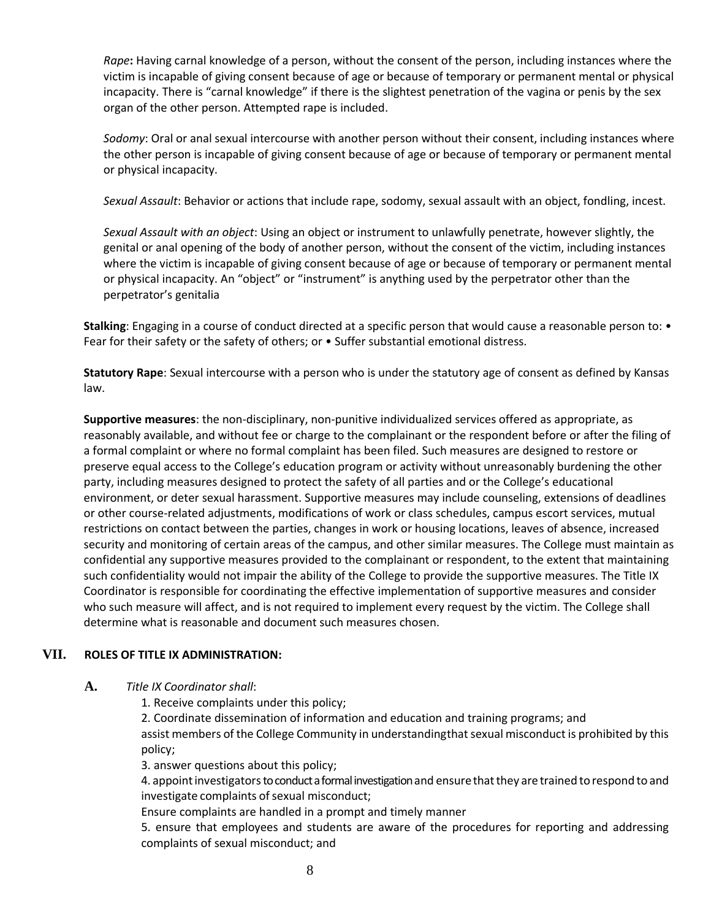*Rape***:** Having carnal knowledge of a person, without the consent of the person, including instances where the victim is incapable of giving consent because of age or because of temporary or permanent mental or physical incapacity. There is "carnal knowledge" if there is the slightest penetration of the vagina or penis by the sex organ of the other person. Attempted rape is included.

*Sodomy*: Oral or anal sexual intercourse with another person without their consent, including instances where the other person is incapable of giving consent because of age or because of temporary or permanent mental or physical incapacity.

*Sexual Assault*: Behavior or actions that include rape, sodomy, sexual assault with an object, fondling, incest.

*Sexual Assault with an object*: Using an object or instrument to unlawfully penetrate, however slightly, the genital or anal opening of the body of another person, without the consent of the victim, including instances where the victim is incapable of giving consent because of age or because of temporary or permanent mental or physical incapacity. An "object" or "instrument" is anything used by the perpetrator other than the perpetrator's genitalia

**Stalking**: Engaging in a course of conduct directed at a specific person that would cause a reasonable person to: • Fear for their safety or the safety of others; or • Suffer substantial emotional distress.

**Statutory Rape**: Sexual intercourse with a person who is under the statutory age of consent as defined by Kansas law.

**Supportive measures**: the non-disciplinary, non-punitive individualized services offered as appropriate, as reasonably available, and without fee or charge to the complainant or the respondent before or after the filing of a formal complaint or where no formal complaint has been filed. Such measures are designed to restore or preserve equal access to the College's education program or activity without unreasonably burdening the other party, including measures designed to protect the safety of all parties and or the College's educational environment, or deter sexual harassment. Supportive measures may include counseling, extensions of deadlines or other course-related adjustments, modifications of work or class schedules, campus escort services, mutual restrictions on contact between the parties, changes in work or housing locations, leaves of absence, increased security and monitoring of certain areas of the campus, and other similar measures. The College must maintain as confidential any supportive measures provided to the complainant or respondent, to the extent that maintaining such confidentiality would not impair the ability of the College to provide the supportive measures. The Title IX Coordinator is responsible for coordinating the effective implementation of supportive measures and consider who such measure will affect, and is not required to implement every request by the victim. The College shall determine what is reasonable and document such measures chosen.

## VII. ROLES OF TITLE IX ADMINISTRATION:

**A.** *Title IX Coordinator shall*:

1. Receive complaints under this policy;
2. Coordinate dissemination of information and education and training programs; and assist members of the College Community in understandingthat sexual misconduct is prohibited by this policy;
3. answer questions about this policy;
4. appoint investigators to conduct a formal investigation and ensure that they are trained to respond to and investigate complaints of sexual misconduct;
   Ensure complaints are handled in a prompt and timely manner
5. ensure that employees and students are aware of the procedures for reporting and addressing complaints of sexual misconduct; and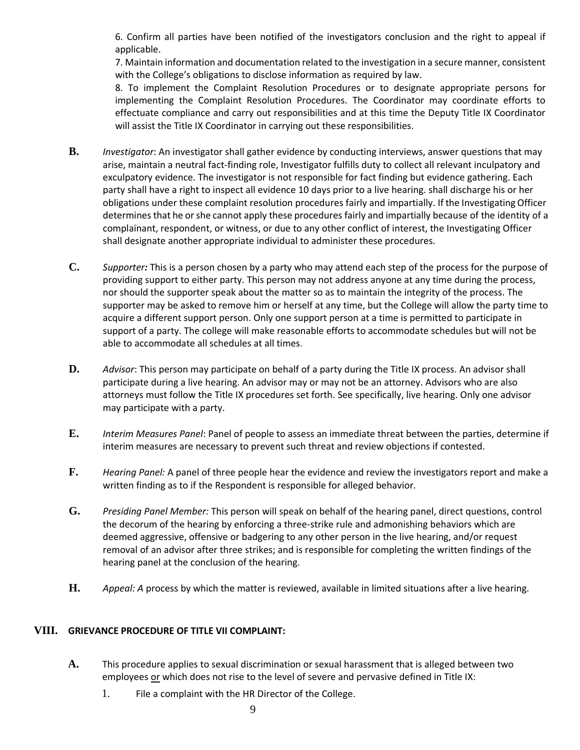6. Confirm all parties have been notified of the investigators conclusion and the right to appeal if applicable.

7. Maintain information and documentation related to the investigation in a secure manner, consistent with the College's obligations to disclose information as required by law.

8. To implement the Complaint Resolution Procedures or to designate appropriate persons for implementing the Complaint Resolution Procedures. The Coordinator may coordinate efforts to effectuate compliance and carry out responsibilities and at this time the Deputy Title IX Coordinator will assist the Title IX Coordinator in carrying out these responsibilities.

**B.** *Investigator*: An investigator shall gather evidence by conducting interviews, answer questions that may arise, maintain a neutral fact-finding role, Investigator fulfills duty to collect all relevant inculpatory and exculpatory evidence. The investigator is not responsible for fact finding but evidence gathering. Each party shall have a right to inspect all evidence 10 days prior to a live hearing. shall discharge his or her obligations under these complaint resolution procedures fairly and impartially. If the Investigating Officer determines that he or she cannot apply these procedures fairly and impartially because of the identity of a complainant, respondent, or witness, or due to any other conflict of interest, the Investigating Officer shall designate another appropriate individual to administer these procedures.

**C.** *Supporter:* This is a person chosen by a party who may attend each step of the process for the purpose of providing support to either party. This person may not address anyone at any time during the process, nor should the supporter speak about the matter so as to maintain the integrity of the process. The supporter may be asked to remove him or herself at any time, but the College will allow the party time to acquire a different support person. Only one support person at a time is permitted to participate in support of a party. The college will make reasonable efforts to accommodate schedules but will not be able to accommodate all schedules at all times.

**D.** *Advisor*: This person may participate on behalf of a party during the Title IX process. An advisor shall participate during a live hearing. An advisor may or may not be an attorney. Advisors who are also attorneys must follow the Title IX procedures set forth. See specifically, live hearing. Only one advisor may participate with a party.

**E.** *Interim Measures Panel*: Panel of people to assess an immediate threat between the parties, determine if interim measures are necessary to prevent such threat and review objections if contested.

**F.** *Hearing Panel:* A panel of three people hear the evidence and review the investigators report and make a written finding as to if the Respondent is responsible for alleged behavior.

**G.** *Presiding Panel Member:* This person will speak on behalf of the hearing panel, direct questions, control the decorum of the hearing by enforcing a three-strike rule and admonishing behaviors which are deemed aggressive, offensive or badgering to any other person in the live hearing, and/or request removal of an advisor after three strikes; and is responsible for completing the written findings of the hearing panel at the conclusion of the hearing.

**H.** *Appeal: A* process by which the matter is reviewed, available in limited situations after a live hearing.

## VIII. GRIEVANCE PROCEDURE OF TITLE VII COMPLAINT:

**A.** This procedure applies to sexual discrimination or sexual harassment that is alleged between two employees <u>or</u> which does not rise to the level of severe and pervasive defined in Title IX:

1. File a complaint with the HR Director of the College.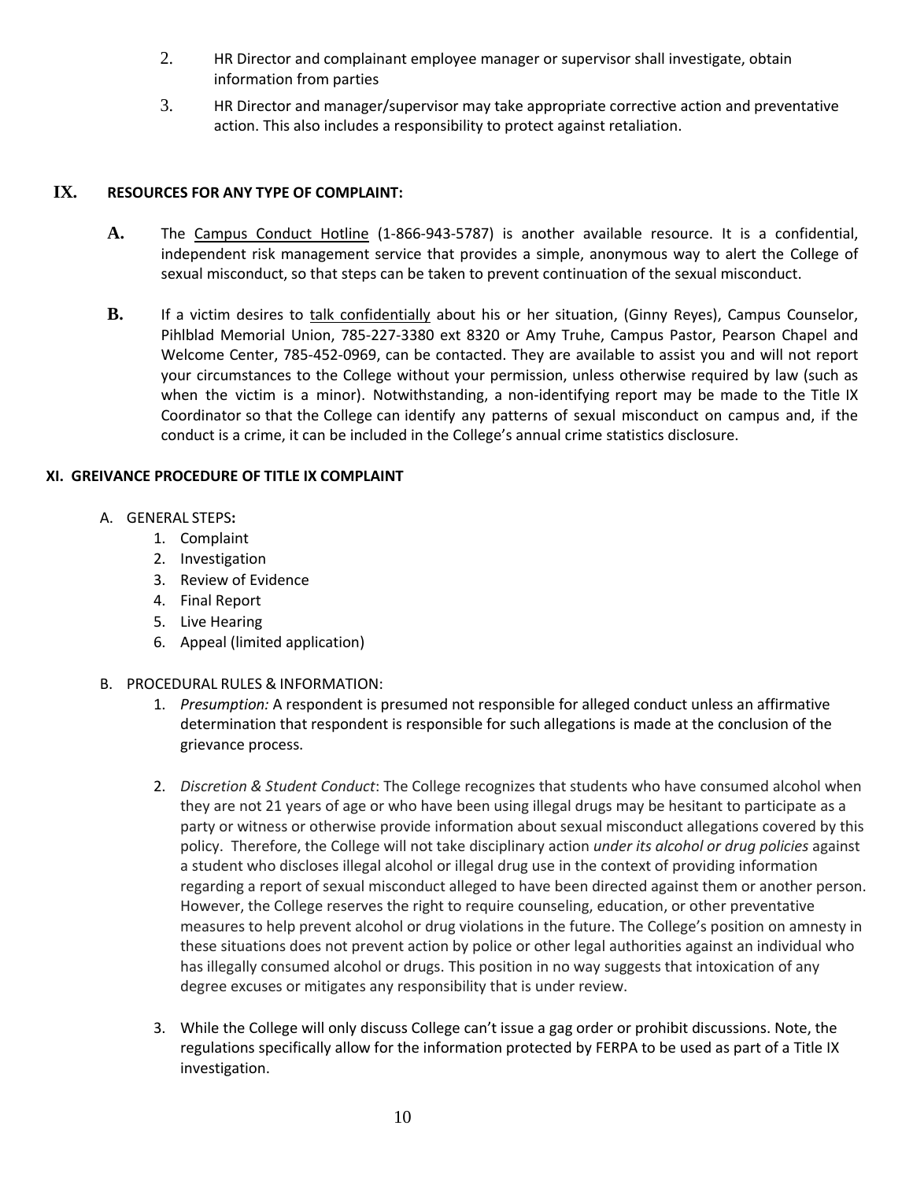2. HR Director and complainant employee manager or supervisor shall investigate, obtain information from parties

3. HR Director and manager/supervisor may take appropriate corrective action and preventative action. This also includes a responsibility to protect against retaliation.

## IX. RESOURCES FOR ANY TYPE OF COMPLAINT:

**A.** The Campus Conduct Hotline (1-866-943-5787) is another available resource. It is a confidential, independent risk management service that provides a simple, anonymous way to alert the College of sexual misconduct, so that steps can be taken to prevent continuation of the sexual misconduct.

**B.** If a victim desires to talk confidentially about his or her situation, (Ginny Reyes), Campus Counselor, Pihlblad Memorial Union, 785-227-3380 ext 8320 or Amy Truhe, Campus Pastor, Pearson Chapel and Welcome Center, 785-452-0969, can be contacted. They are available to assist you and will not report your circumstances to the College without your permission, unless otherwise required by law (such as when the victim is a minor). Notwithstanding, a non-identifying report may be made to the Title IX Coordinator so that the College can identify any patterns of sexual misconduct on campus and, if the conduct is a crime, it can be included in the College's annual crime statistics disclosure.

## XI. GREIVANCE PROCEDURE OF TITLE IX COMPLAINT

A. GENERAL STEPS**:**
   1. Complaint
   2. Investigation
   3. Review of Evidence
   4. Final Report
   5. Live Hearing
   6. Appeal (limited application)

B. PROCEDURAL RULES & INFORMATION:
   1. *Presumption:* A respondent is presumed not responsible for alleged conduct unless an affirmative determination that respondent is responsible for such allegations is made at the conclusion of the grievance process.

   2. *Discretion & Student Conduct*: The College recognizes that students who have consumed alcohol when they are not 21 years of age or who have been using illegal drugs may be hesitant to participate as a party or witness or otherwise provide information about sexual misconduct allegations covered by this policy. Therefore, the College will not take disciplinary action *under its alcohol or drug policies* against a student who discloses illegal alcohol or illegal drug use in the context of providing information regarding a report of sexual misconduct alleged to have been directed against them or another person. However, the College reserves the right to require counseling, education, or other preventative measures to help prevent alcohol or drug violations in the future. The College's position on amnesty in these situations does not prevent action by police or other legal authorities against an individual who has illegally consumed alcohol or drugs. This position in no way suggests that intoxication of any degree excuses or mitigates any responsibility that is under review.

   3. While the College will only discuss College can't issue a gag order or prohibit discussions. Note, the regulations specifically allow for the information protected by FERPA to be used as part of a Title IX investigation.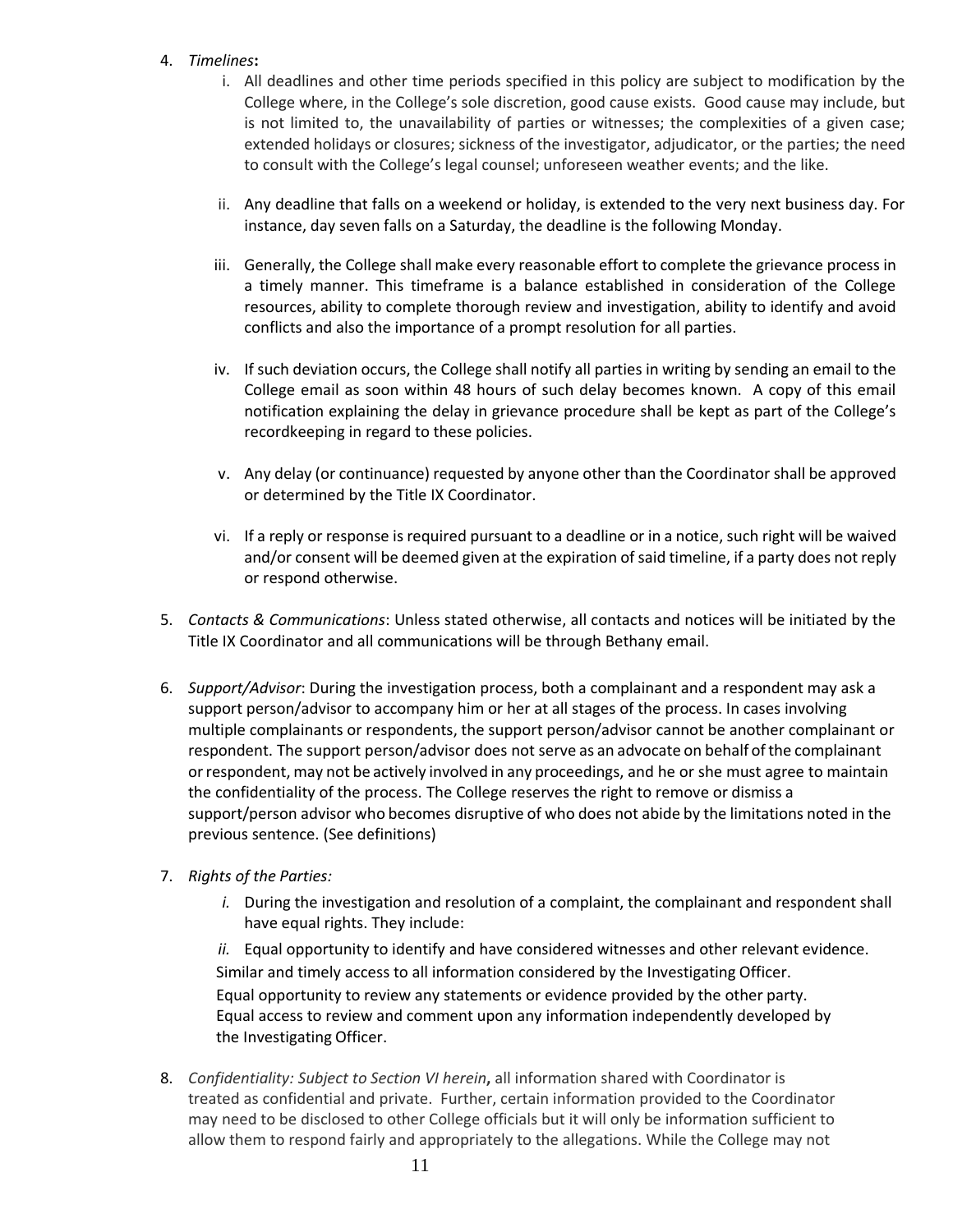4. *Timelines*:
    i. All deadlines and other time periods specified in this policy are subject to modification by the College where, in the College's sole discretion, good cause exists. Good cause may include, but is not limited to, the unavailability of parties or witnesses; the complexities of a given case; extended holidays or closures; sickness of the investigator, adjudicator, or the parties; the need to consult with the College's legal counsel; unforeseen weather events; and the like.

    ii. Any deadline that falls on a weekend or holiday, is extended to the very next business day. For instance, day seven falls on a Saturday, the deadline is the following Monday.

    iii. Generally, the College shall make every reasonable effort to complete the grievance process in a timely manner. This timeframe is a balance established in consideration of the College resources, ability to complete thorough review and investigation, ability to identify and avoid conflicts and also the importance of a prompt resolution for all parties.

    iv. If such deviation occurs, the College shall notify all parties in writing by sending an email to the College email as soon within 48 hours of such delay becomes known. A copy of this email notification explaining the delay in grievance procedure shall be kept as part of the College's recordkeeping in regard to these policies.

    v. Any delay (or continuance) requested by anyone other than the Coordinator shall be approved or determined by the Title IX Coordinator.

    vi. If a reply or response is required pursuant to a deadline or in a notice, such right will be waived and/or consent will be deemed given at the expiration of said timeline, if a party does not reply or respond otherwise.

5. *Contacts & Communications*: Unless stated otherwise, all contacts and notices will be initiated by the Title IX Coordinator and all communications will be through Bethany email.

6. *Support/Advisor*: During the investigation process, both a complainant and a respondent may ask a support person/advisor to accompany him or her at all stages of the process. In cases involving multiple complainants or respondents, the support person/advisor cannot be another complainant or respondent. The support person/advisor does not serve as an advocate on behalf of the complainant or respondent, may not be actively involved in any proceedings, and he or she must agree to maintain the confidentiality of the process. The College reserves the right to remove or dismiss a support/person advisor who becomes disruptive of who does not abide by the limitations noted in the previous sentence. (See definitions)

7. *Rights of the Parties:*
    *i.* During the investigation and resolution of a complaint, the complainant and respondent shall have equal rights. They include:

    *ii.* Equal opportunity to identify and have considered witnesses and other relevant evidence.
    Similar and timely access to all information considered by the Investigating Officer.
    Equal opportunity to review any statements or evidence provided by the other party.
    Equal access to review and comment upon any information independently developed by the Investigating Officer.

8. *Confidentiality: Subject to Section VI herein*, all information shared with Coordinator is treated as confidential and private. Further, certain information provided to the Coordinator may need to be disclosed to other College officials but it will only be information sufficient to allow them to respond fairly and appropriately to the allegations. While the College may not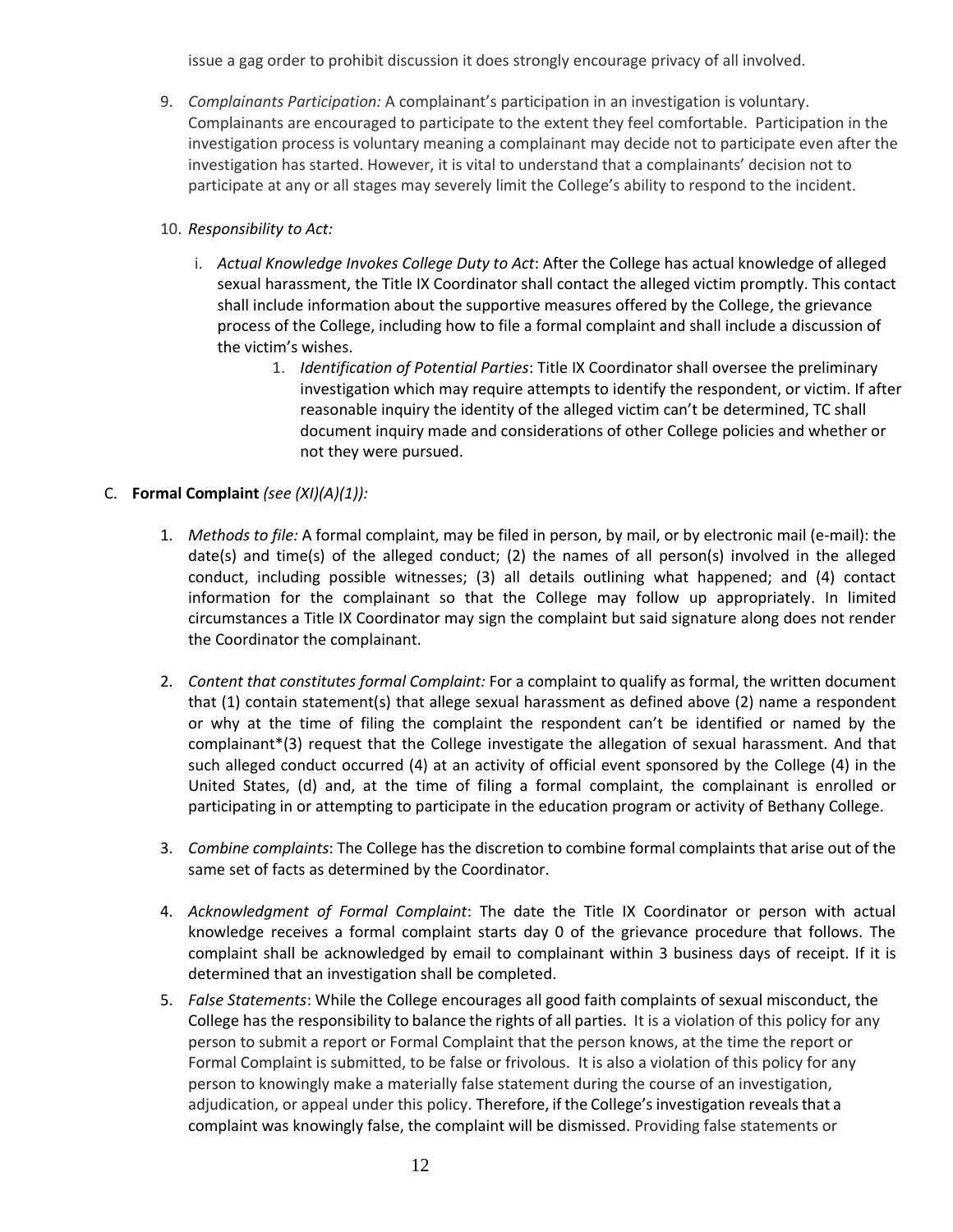issue a gag order to prohibit discussion it does strongly encourage privacy of all involved.

9. *Complainants Participation:* A complainant's participation in an investigation is voluntary. Complainants are encouraged to participate to the extent they feel comfortable. Participation in the investigation process is voluntary meaning a complainant may decide not to participate even after the investigation has started. However, it is vital to understand that a complainants' decision not to participate at any or all stages may severely limit the College's ability to respond to the incident.

10. *Responsibility to Act:*

    i. *Actual Knowledge Invokes College Duty to Act*: After the College has actual knowledge of alleged sexual harassment, the Title IX Coordinator shall contact the alleged victim promptly. This contact shall include information about the supportive measures offered by the College, the grievance process of the College, including how to file a formal complaint and shall include a discussion of the victim's wishes.

        1. *Identification of Potential Parties*: Title IX Coordinator shall oversee the preliminary investigation which may require attempts to identify the respondent, or victim. If after reasonable inquiry the identity of the alleged victim can't be determined, TC shall document inquiry made and considerations of other College policies and whether or not they were pursued.

C. **Formal Complaint** *(see (XI)(A)(1)):*

1. *Methods to file:* A formal complaint, may be filed in person, by mail, or by electronic mail (e-mail): the date(s) and time(s) of the alleged conduct; (2) the names of all person(s) involved in the alleged conduct, including possible witnesses; (3) all details outlining what happened; and (4) contact information for the complainant so that the College may follow up appropriately. In limited circumstances a Title IX Coordinator may sign the complaint but said signature along does not render the Coordinator the complainant.

2. *Content that constitutes formal Complaint:* For a complaint to qualify as formal, the written document that (1) contain statement(s) that allege sexual harassment as defined above (2) name a respondent or why at the time of filing the complaint the respondent can't be identified or named by the complainant*(3) request that the College investigate the allegation of sexual harassment. And that such alleged conduct occurred (4) at an activity of official event sponsored by the College (4) in the United States, (d) and, at the time of filing a formal complaint, the complainant is enrolled or participating in or attempting to participate in the education program or activity of Bethany College.

3. *Combine complaints*: The College has the discretion to combine formal complaints that arise out of the same set of facts as determined by the Coordinator.

4. *Acknowledgment of Formal Complaint*: The date the Title IX Coordinator or person with actual knowledge receives a formal complaint starts day 0 of the grievance procedure that follows. The complaint shall be acknowledged by email to complainant within 3 business days of receipt. If it is determined that an investigation shall be completed.

5. *False Statements*: While the College encourages all good faith complaints of sexual misconduct, the College has the responsibility to balance the rights of all parties. It is a violation of this policy for any person to submit a report or Formal Complaint that the person knows, at the time the report or Formal Complaint is submitted, to be false or frivolous. It is also a violation of this policy for any person to knowingly make a materially false statement during the course of an investigation, adjudication, or appeal under this policy. Therefore, if the College's investigation reveals that a complaint was knowingly false, the complaint will be dismissed. Providing false statements or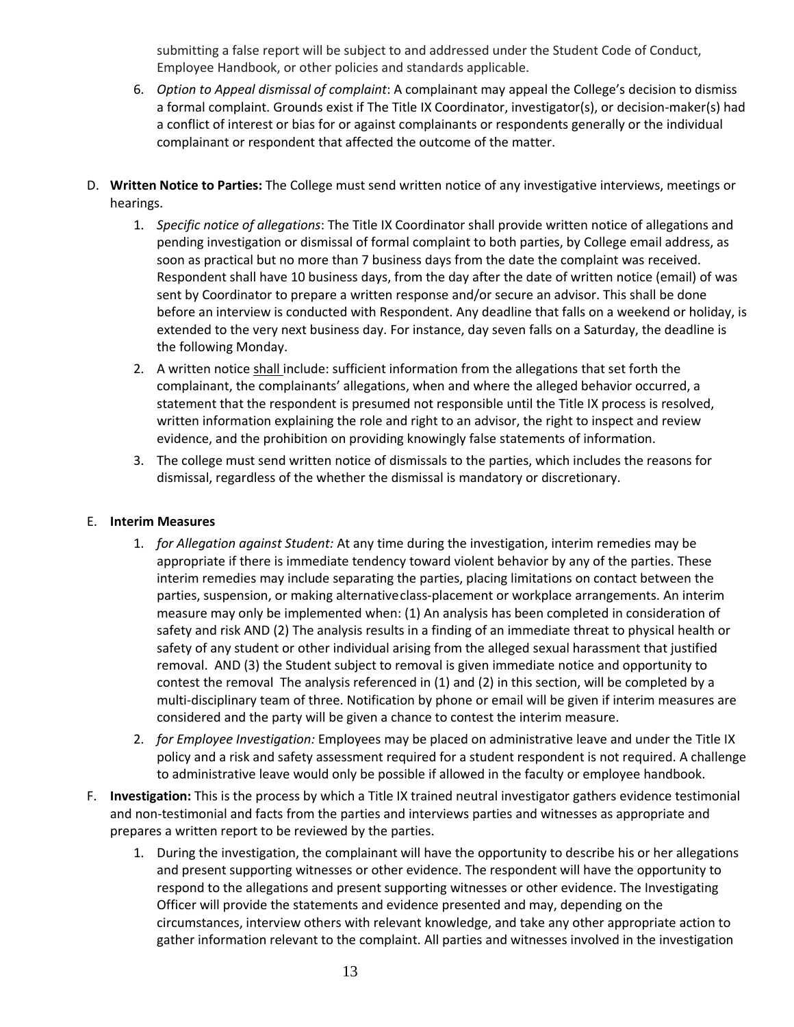submitting a false report will be subject to and addressed under the Student Code of Conduct, Employee Handbook, or other policies and standards applicable.

6. *Option to Appeal dismissal of complaint*: A complainant may appeal the College's decision to dismiss a formal complaint. Grounds exist if The Title IX Coordinator, investigator(s), or decision-maker(s) had a conflict of interest or bias for or against complainants or respondents generally or the individual complainant or respondent that affected the outcome of the matter.

D. **Written Notice to Parties:** The College must send written notice of any investigative interviews, meetings or hearings.

   1. *Specific notice of allegations*: The Title IX Coordinator shall provide written notice of allegations and pending investigation or dismissal of formal complaint to both parties, by College email address, as soon as practical but no more than 7 business days from the date the complaint was received. Respondent shall have 10 business days, from the day after the date of written notice (email) of was sent by Coordinator to prepare a written response and/or secure an advisor. This shall be done before an interview is conducted with Respondent. Any deadline that falls on a weekend or holiday, is extended to the very next business day. For instance, day seven falls on a Saturday, the deadline is the following Monday.
   2. A written notice shall include: sufficient information from the allegations that set forth the complainant, the complainants' allegations, when and where the alleged behavior occurred, a statement that the respondent is presumed not responsible until the Title IX process is resolved, written information explaining the role and right to an advisor, the right to inspect and review evidence, and the prohibition on providing knowingly false statements of information.
   3. The college must send written notice of dismissals to the parties, which includes the reasons for dismissal, regardless of the whether the dismissal is mandatory or discretionary.

E. **Interim Measures**

   1. *for Allegation against Student:* At any time during the investigation, interim remedies may be appropriate if there is immediate tendency toward violent behavior by any of the parties. These interim remedies may include separating the parties, placing limitations on contact between the parties, suspension, or making alternativeclass-placement or workplace arrangements. An interim measure may only be implemented when: (1) An analysis has been completed in consideration of safety and risk AND (2) The analysis results in a finding of an immediate threat to physical health or safety of any student or other individual arising from the alleged sexual harassment that justified removal. AND (3) the Student subject to removal is given immediate notice and opportunity to contest the removal The analysis referenced in (1) and (2) in this section, will be completed by a multi-disciplinary team of three. Notification by phone or email will be given if interim measures are considered and the party will be given a chance to contest the interim measure.
   2. *for Employee Investigation:* Employees may be placed on administrative leave and under the Title IX policy and a risk and safety assessment required for a student respondent is not required. A challenge to administrative leave would only be possible if allowed in the faculty or employee handbook.

F. **Investigation:** This is the process by which a Title IX trained neutral investigator gathers evidence testimonial and non-testimonial and facts from the parties and interviews parties and witnesses as appropriate and prepares a written report to be reviewed by the parties.

   1. During the investigation, the complainant will have the opportunity to describe his or her allegations and present supporting witnesses or other evidence. The respondent will have the opportunity to respond to the allegations and present supporting witnesses or other evidence. The Investigating Officer will provide the statements and evidence presented and may, depending on the circumstances, interview others with relevant knowledge, and take any other appropriate action to gather information relevant to the complaint. All parties and witnesses involved in the investigation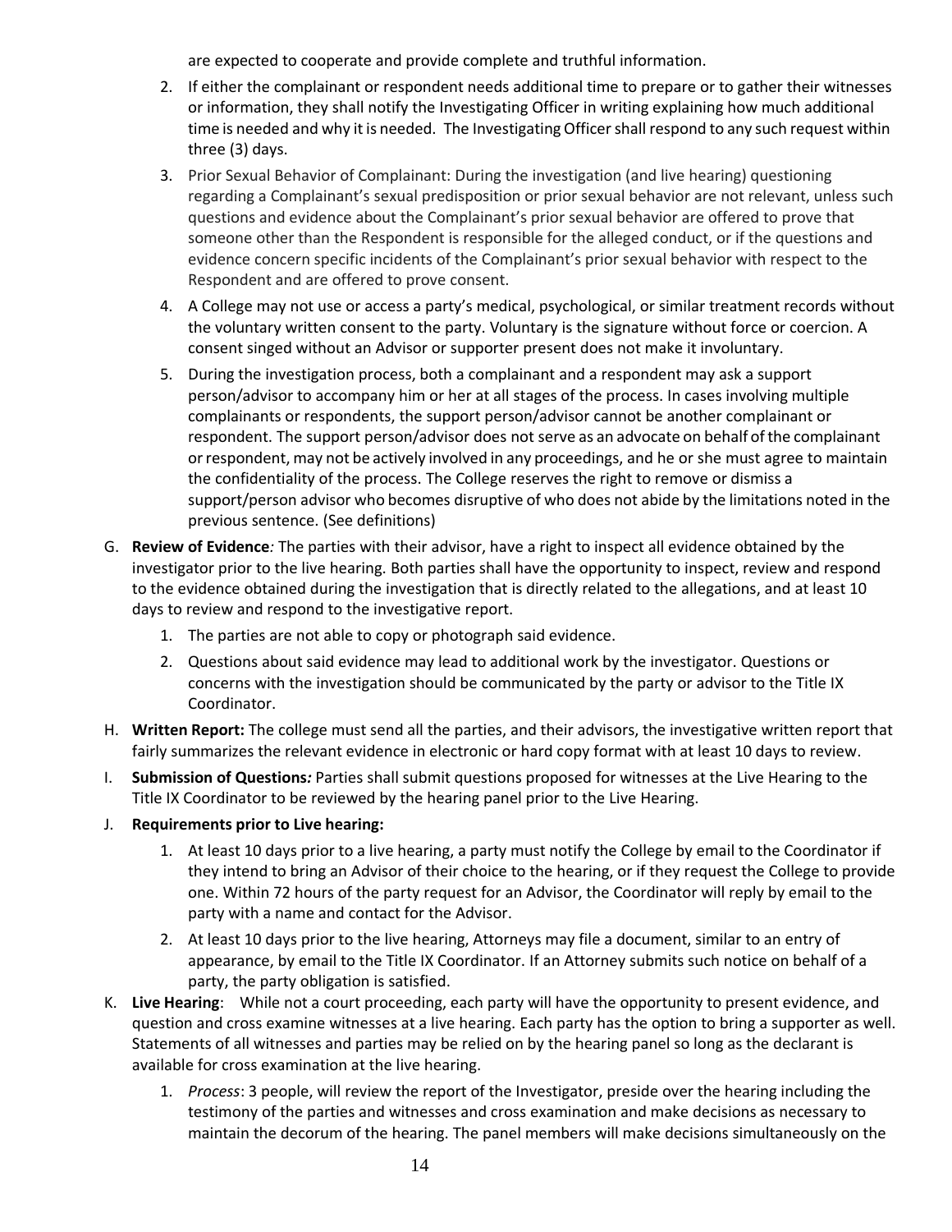are expected to cooperate and provide complete and truthful information.

2. If either the complainant or respondent needs additional time to prepare or to gather their witnesses or information, they shall notify the Investigating Officer in writing explaining how much additional time is needed and why it is needed. The Investigating Officer shall respond to any such request within three (3) days.
3. Prior Sexual Behavior of Complainant: During the investigation (and live hearing) questioning regarding a Complainant's sexual predisposition or prior sexual behavior are not relevant, unless such questions and evidence about the Complainant's prior sexual behavior are offered to prove that someone other than the Respondent is responsible for the alleged conduct, or if the questions and evidence concern specific incidents of the Complainant's prior sexual behavior with respect to the Respondent and are offered to prove consent.
4. A College may not use or access a party's medical, psychological, or similar treatment records without the voluntary written consent to the party. Voluntary is the signature without force or coercion. A consent singed without an Advisor or supporter present does not make it involuntary.
5. During the investigation process, both a complainant and a respondent may ask a support person/advisor to accompany him or her at all stages of the process. In cases involving multiple complainants or respondents, the support person/advisor cannot be another complainant or respondent. The support person/advisor does not serve as an advocate on behalf of the complainant or respondent, may not be actively involved in any proceedings, and he or she must agree to maintain the confidentiality of the process. The College reserves the right to remove or dismiss a support/person advisor who becomes disruptive of who does not abide by the limitations noted in the previous sentence. (See definitions)

G. **Review of Evidence***:* The parties with their advisor, have a right to inspect all evidence obtained by the investigator prior to the live hearing. Both parties shall have the opportunity to inspect, review and respond to the evidence obtained during the investigation that is directly related to the allegations, and at least 10 days to review and respond to the investigative report.

1. The parties are not able to copy or photograph said evidence.
2. Questions about said evidence may lead to additional work by the investigator. Questions or concerns with the investigation should be communicated by the party or advisor to the Title IX Coordinator.

H. **Written Report:** The college must send all the parties, and their advisors, the investigative written report that fairly summarizes the relevant evidence in electronic or hard copy format with at least 10 days to review.

I. **Submission of Questions***:* Parties shall submit questions proposed for witnesses at the Live Hearing to the Title IX Coordinator to be reviewed by the hearing panel prior to the Live Hearing.

J. **Requirements prior to Live hearing:**

1. At least 10 days prior to a live hearing, a party must notify the College by email to the Coordinator if they intend to bring an Advisor of their choice to the hearing, or if they request the College to provide one. Within 72 hours of the party request for an Advisor, the Coordinator will reply by email to the party with a name and contact for the Advisor.
2. At least 10 days prior to the live hearing, Attorneys may file a document, similar to an entry of appearance, by email to the Title IX Coordinator. If an Attorney submits such notice on behalf of a party, the party obligation is satisfied.

K. **Live Hearing**: While not a court proceeding, each party will have the opportunity to present evidence, and question and cross examine witnesses at a live hearing. Each party has the option to bring a supporter as well. Statements of all witnesses and parties may be relied on by the hearing panel so long as the declarant is available for cross examination at the live hearing.

1. *Process*: 3 people, will review the report of the Investigator, preside over the hearing including the testimony of the parties and witnesses and cross examination and make decisions as necessary to maintain the decorum of the hearing. The panel members will make decisions simultaneously on the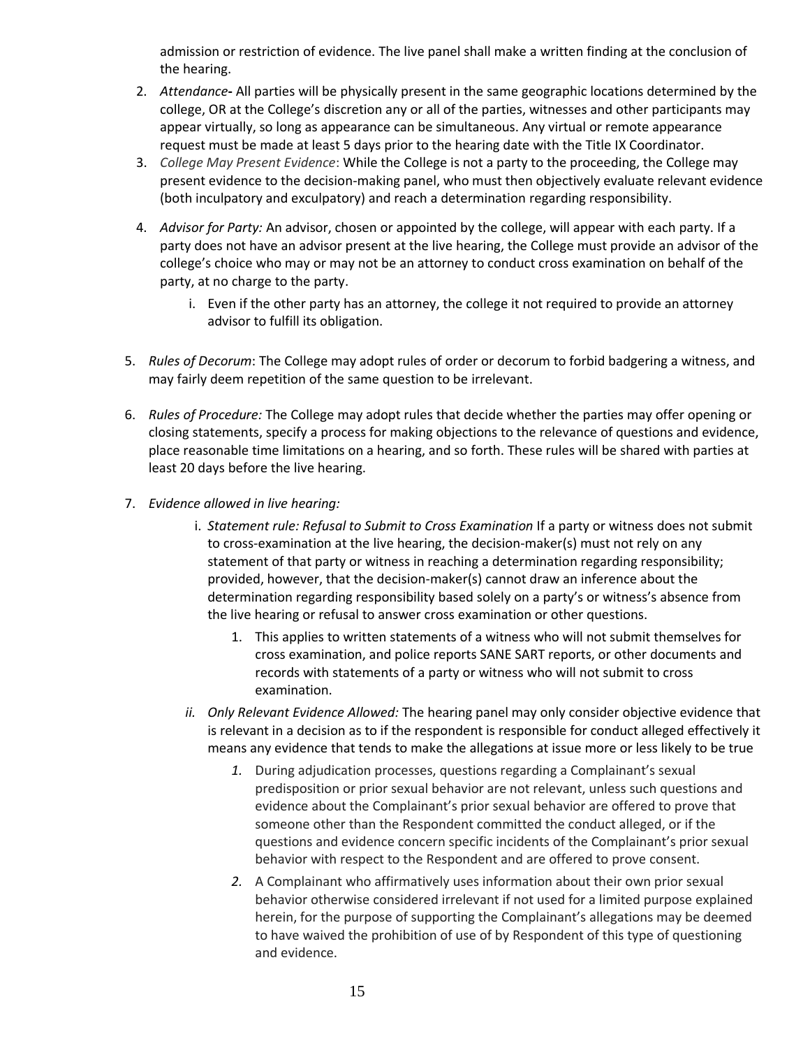admission or restriction of evidence. The live panel shall make a written finding at the conclusion of the hearing.

2. *Attendance***-** All parties will be physically present in the same geographic locations determined by the college, OR at the College's discretion any or all of the parties, witnesses and other participants may appear virtually, so long as appearance can be simultaneous. Any virtual or remote appearance request must be made at least 5 days prior to the hearing date with the Title IX Coordinator.
3. *College May Present Evidence*: While the College is not a party to the proceeding, the College may present evidence to the decision-making panel, who must then objectively evaluate relevant evidence (both inculpatory and exculpatory) and reach a determination regarding responsibility.
4. *Advisor for Party:* An advisor, chosen or appointed by the college, will appear with each party. If a party does not have an advisor present at the live hearing, the College must provide an advisor of the college's choice who may or may not be an attorney to conduct cross examination on behalf of the party, at no charge to the party.
   i. Even if the other party has an attorney, the college it not required to provide an attorney advisor to fulfill its obligation.

5. *Rules of Decorum*: The College may adopt rules of order or decorum to forbid badgering a witness, and may fairly deem repetition of the same question to be irrelevant.

6. *Rules of Procedure:* The College may adopt rules that decide whether the parties may offer opening or closing statements, specify a process for making objections to the relevance of questions and evidence, place reasonable time limitations on a hearing, and so forth. These rules will be shared with parties at least 20 days before the live hearing.

7. *Evidence allowed in live hearing:*
   i. *Statement rule: Refusal to Submit to Cross Examination* If a party or witness does not submit to cross-examination at the live hearing, the decision-maker(s) must not rely on any statement of that party or witness in reaching a determination regarding responsibility; provided, however, that the decision-maker(s) cannot draw an inference about the determination regarding responsibility based solely on a party's or witness's absence from the live hearing or refusal to answer cross examination or other questions.
      1. This applies to written statements of a witness who will not submit themselves for cross examination, and police reports SANE SART reports, or other documents and records with statements of a party or witness who will not submit to cross examination.

   *ii. Only Relevant Evidence Allowed:* The hearing panel may only consider objective evidence that is relevant in a decision as to if the respondent is responsible for conduct alleged effectively it means any evidence that tends to make the allegations at issue more or less likely to be true
      *1.* During adjudication processes, questions regarding a Complainant's sexual predisposition or prior sexual behavior are not relevant, unless such questions and evidence about the Complainant's prior sexual behavior are offered to prove that someone other than the Respondent committed the conduct alleged, or if the questions and evidence concern specific incidents of the Complainant's prior sexual behavior with respect to the Respondent and are offered to prove consent.
      *2.* A Complainant who affirmatively uses information about their own prior sexual behavior otherwise considered irrelevant if not used for a limited purpose explained herein, for the purpose of supporting the Complainant's allegations may be deemed to have waived the prohibition of use of by Respondent of this type of questioning and evidence.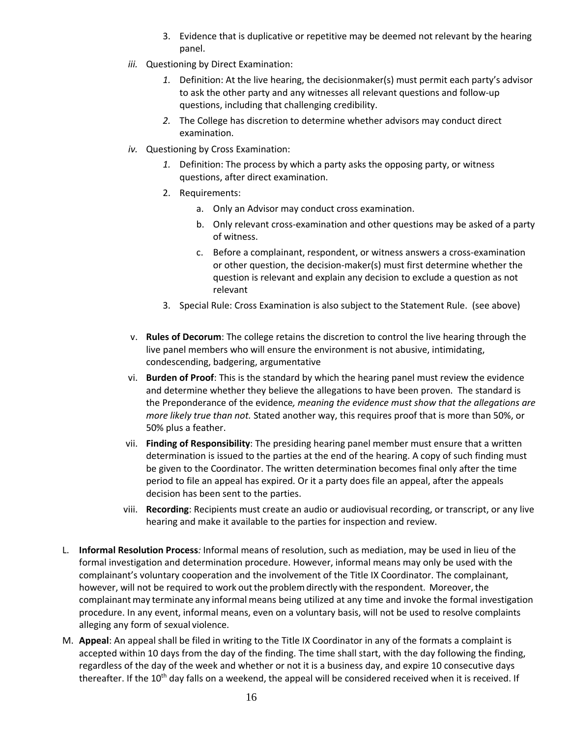3. Evidence that is duplicative or repetitive may be deemed not relevant by the hearing panel.

*iii.* Questioning by Direct Examination:

*1.* Definition: At the live hearing, the decisionmaker(s) must permit each party's advisor to ask the other party and any witnesses all relevant questions and follow-up questions, including that challenging credibility.

*2.* The College has discretion to determine whether advisors may conduct direct examination.

*iv.* Questioning by Cross Examination:

*1.* Definition: The process by which a party asks the opposing party, or witness questions, after direct examination.

2. Requirements:

   a. Only an Advisor may conduct cross examination.

   b. Only relevant cross-examination and other questions may be asked of a party of witness.

   c. Before a complainant, respondent, or witness answers a cross-examination or other question, the decision-maker(s) must first determine whether the question is relevant and explain any decision to exclude a question as not relevant

3. Special Rule: Cross Examination is also subject to the Statement Rule. (see above)

v. **Rules of Decorum**: The college retains the discretion to control the live hearing through the live panel members who will ensure the environment is not abusive, intimidating, condescending, badgering, argumentative

vi. **Burden of Proof**: This is the standard by which the hearing panel must review the evidence and determine whether they believe the allegations to have been proven. The standard is the Preponderance of the evidence*, meaning the evidence must show that the allegations are more likely true than not.* Stated another way, this requires proof that is more than 50%, or 50% plus a feather.

vii. **Finding of Responsibility**: The presiding hearing panel member must ensure that a written determination is issued to the parties at the end of the hearing. A copy of such finding must be given to the Coordinator. The written determination becomes final only after the time period to file an appeal has expired. Or it a party does file an appeal, after the appeals decision has been sent to the parties.

viii. **Recording**: Recipients must create an audio or audiovisual recording, or transcript, or any live hearing and make it available to the parties for inspection and review.

L. **Informal Resolution Process***:* Informal means of resolution, such as mediation, may be used in lieu of the formal investigation and determination procedure. However, informal means may only be used with the complainant's voluntary cooperation and the involvement of the Title IX Coordinator. The complainant, however, will not be required to work out the problem directly with the respondent. Moreover, the complainant may terminate any informal means being utilized at any time and invoke the formal investigation procedure. In any event, informal means, even on a voluntary basis, will not be used to resolve complaints alleging any form of sexual violence.

M. **Appeal**: An appeal shall be filed in writing to the Title IX Coordinator in any of the formats a complaint is accepted within 10 days from the day of the finding. The time shall start, with the day following the finding, regardless of the day of the week and whether or not it is a business day, and expire 10 consecutive days thereafter. If the 10th day falls on a weekend, the appeal will be considered received when it is received. If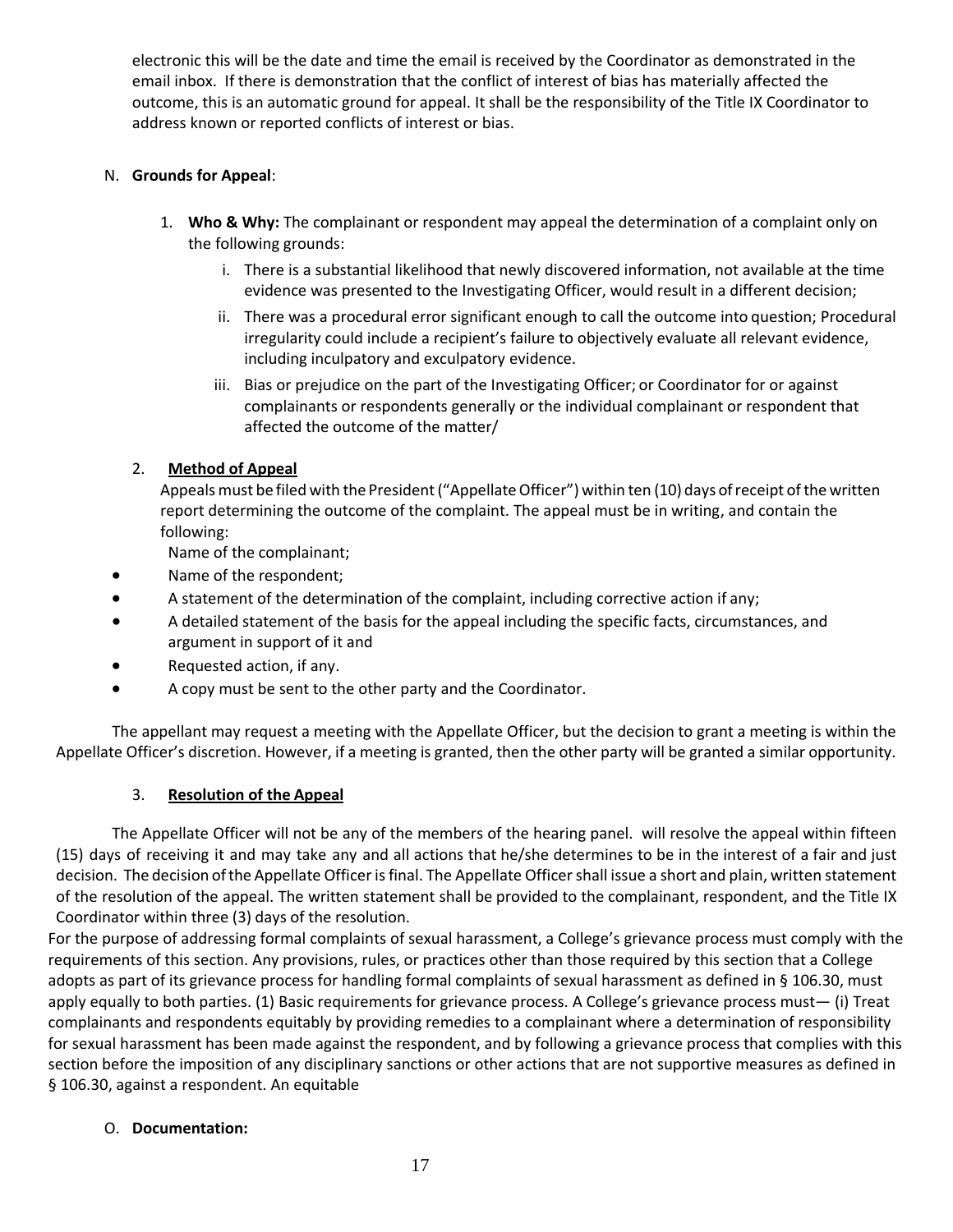electronic this will be the date and time the email is received by the Coordinator as demonstrated in the email inbox. If there is demonstration that the conflict of interest of bias has materially affected the outcome, this is an automatic ground for appeal. It shall be the responsibility of the Title IX Coordinator to address known or reported conflicts of interest or bias.

N. **Grounds for Appeal**:

1. **Who & Why:** The complainant or respondent may appeal the determination of a complaint only on the following grounds:
   i. There is a substantial likelihood that newly discovered information, not available at the time evidence was presented to the Investigating Officer, would result in a different decision;
   ii. There was a procedural error significant enough to call the outcome into question; Procedural irregularity could include a recipient's failure to objectively evaluate all relevant evidence, including inculpatory and exculpatory evidence.
   iii. Bias or prejudice on the part of the Investigating Officer; or Coordinator for or against complainants or respondents generally or the individual complainant or respondent that affected the outcome of the matter/

2. **Method of Appeal**

   Appeals must be filed with the President ("Appellate Officer") within ten (10) days of receipt of the written report determining the outcome of the complaint. The appeal must be in writing, and contain the following:

   Name of the complainant;
   - Name of the respondent;
   - A statement of the determination of the complaint, including corrective action if any;
   - A detailed statement of the basis for the appeal including the specific facts, circumstances, and argument in support of it and
   - Requested action, if any.
   - A copy must be sent to the other party and the Coordinator.

The appellant may request a meeting with the Appellate Officer, but the decision to grant a meeting is within the Appellate Officer's discretion. However, if a meeting is granted, then the other party will be granted a similar opportunity.

3. **Resolution of the Appeal**

The Appellate Officer will not be any of the members of the hearing panel. will resolve the appeal within fifteen (15) days of receiving it and may take any and all actions that he/she determines to be in the interest of a fair and just decision. The decision of the Appellate Officer is final. The Appellate Officer shall issue a short and plain, written statement of the resolution of the appeal. The written statement shall be provided to the complainant, respondent, and the Title IX Coordinator within three (3) days of the resolution.

For the purpose of addressing formal complaints of sexual harassment, a College's grievance process must comply with the requirements of this section. Any provisions, rules, or practices other than those required by this section that a College adopts as part of its grievance process for handling formal complaints of sexual harassment as defined in § 106.30, must apply equally to both parties. (1) Basic requirements for grievance process. A College's grievance process must— (i) Treat complainants and respondents equitably by providing remedies to a complainant where a determination of responsibility for sexual harassment has been made against the respondent, and by following a grievance process that complies with this section before the imposition of any disciplinary sanctions or other actions that are not supportive measures as defined in § 106.30, against a respondent. An equitable

O. **Documentation:**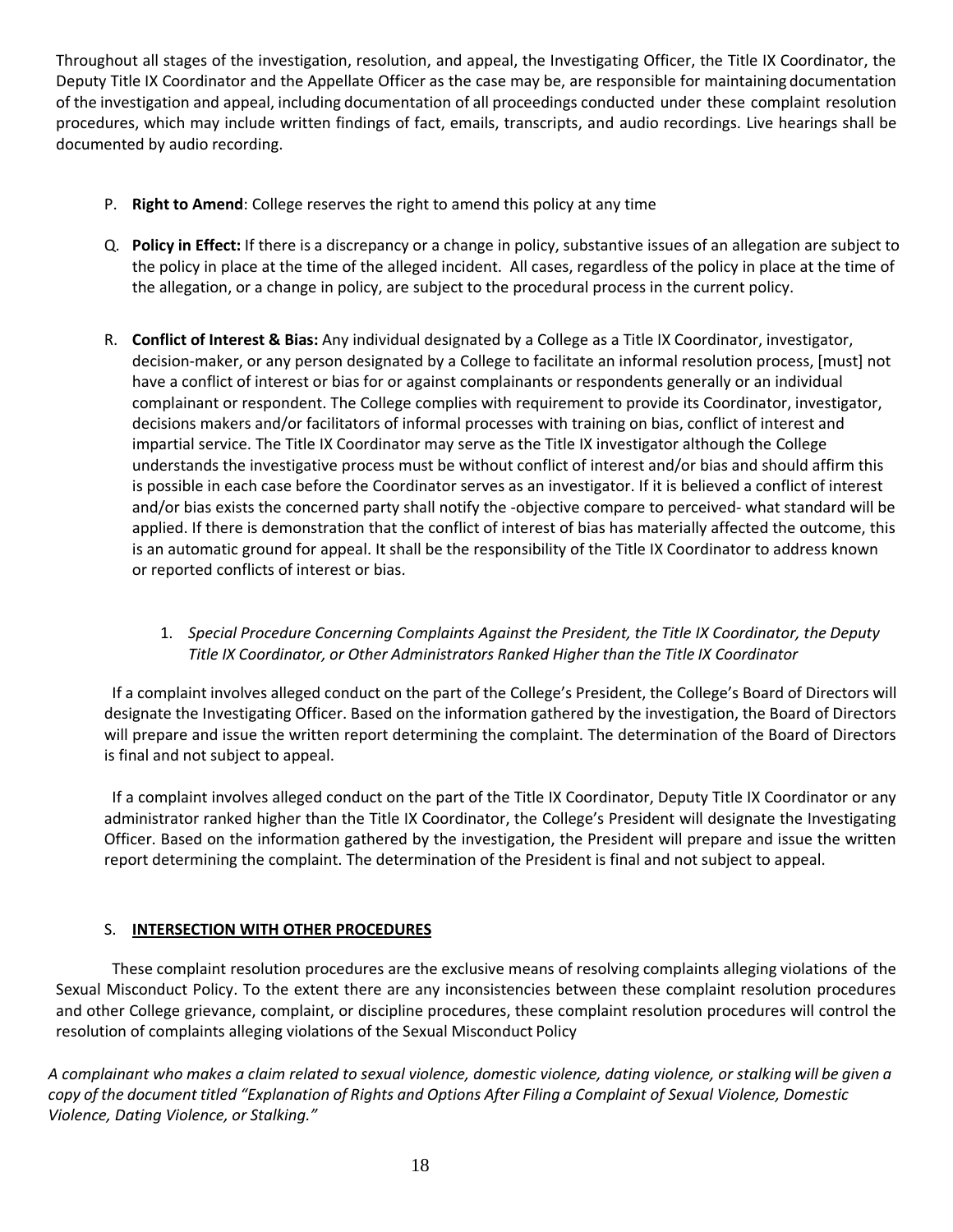Throughout all stages of the investigation, resolution, and appeal, the Investigating Officer, the Title IX Coordinator, the Deputy Title IX Coordinator and the Appellate Officer as the case may be, are responsible for maintaining documentation of the investigation and appeal, including documentation of all proceedings conducted under these complaint resolution procedures, which may include written findings of fact, emails, transcripts, and audio recordings. Live hearings shall be documented by audio recording.

P. **Right to Amend**: College reserves the right to amend this policy at any time

Q. **Policy in Effect:** If there is a discrepancy or a change in policy, substantive issues of an allegation are subject to the policy in place at the time of the alleged incident. All cases, regardless of the policy in place at the time of the allegation, or a change in policy, are subject to the procedural process in the current policy.

R. **Conflict of Interest & Bias:** Any individual designated by a College as a Title IX Coordinator, investigator, decision-maker, or any person designated by a College to facilitate an informal resolution process, [must] not have a conflict of interest or bias for or against complainants or respondents generally or an individual complainant or respondent. The College complies with requirement to provide its Coordinator, investigator, decisions makers and/or facilitators of informal processes with training on bias, conflict of interest and impartial service. The Title IX Coordinator may serve as the Title IX investigator although the College understands the investigative process must be without conflict of interest and/or bias and should affirm this is possible in each case before the Coordinator serves as an investigator. If it is believed a conflict of interest and/or bias exists the concerned party shall notify the -objective compare to perceived- what standard will be applied. If there is demonstration that the conflict of interest of bias has materially affected the outcome, this is an automatic ground for appeal. It shall be the responsibility of the Title IX Coordinator to address known or reported conflicts of interest or bias.

1. *Special Procedure Concerning Complaints Against the President, the Title IX Coordinator, the Deputy Title IX Coordinator, or Other Administrators Ranked Higher than the Title IX Coordinator*

If a complaint involves alleged conduct on the part of the College's President, the College's Board of Directors will designate the Investigating Officer. Based on the information gathered by the investigation, the Board of Directors will prepare and issue the written report determining the complaint. The determination of the Board of Directors is final and not subject to appeal.

If a complaint involves alleged conduct on the part of the Title IX Coordinator, Deputy Title IX Coordinator or any administrator ranked higher than the Title IX Coordinator, the College's President will designate the Investigating Officer. Based on the information gathered by the investigation, the President will prepare and issue the written report determining the complaint. The determination of the President is final and not subject to appeal.

S. **INTERSECTION WITH OTHER PROCEDURES**

These complaint resolution procedures are the exclusive means of resolving complaints alleging violations of the Sexual Misconduct Policy. To the extent there are any inconsistencies between these complaint resolution procedures and other College grievance, complaint, or discipline procedures, these complaint resolution procedures will control the resolution of complaints alleging violations of the Sexual Misconduct Policy

*A complainant who makes a claim related to sexual violence, domestic violence, dating violence, or stalking will be given a copy of the document titled "Explanation of Rights and Options After Filing a Complaint of Sexual Violence, Domestic Violence, Dating Violence, or Stalking."*